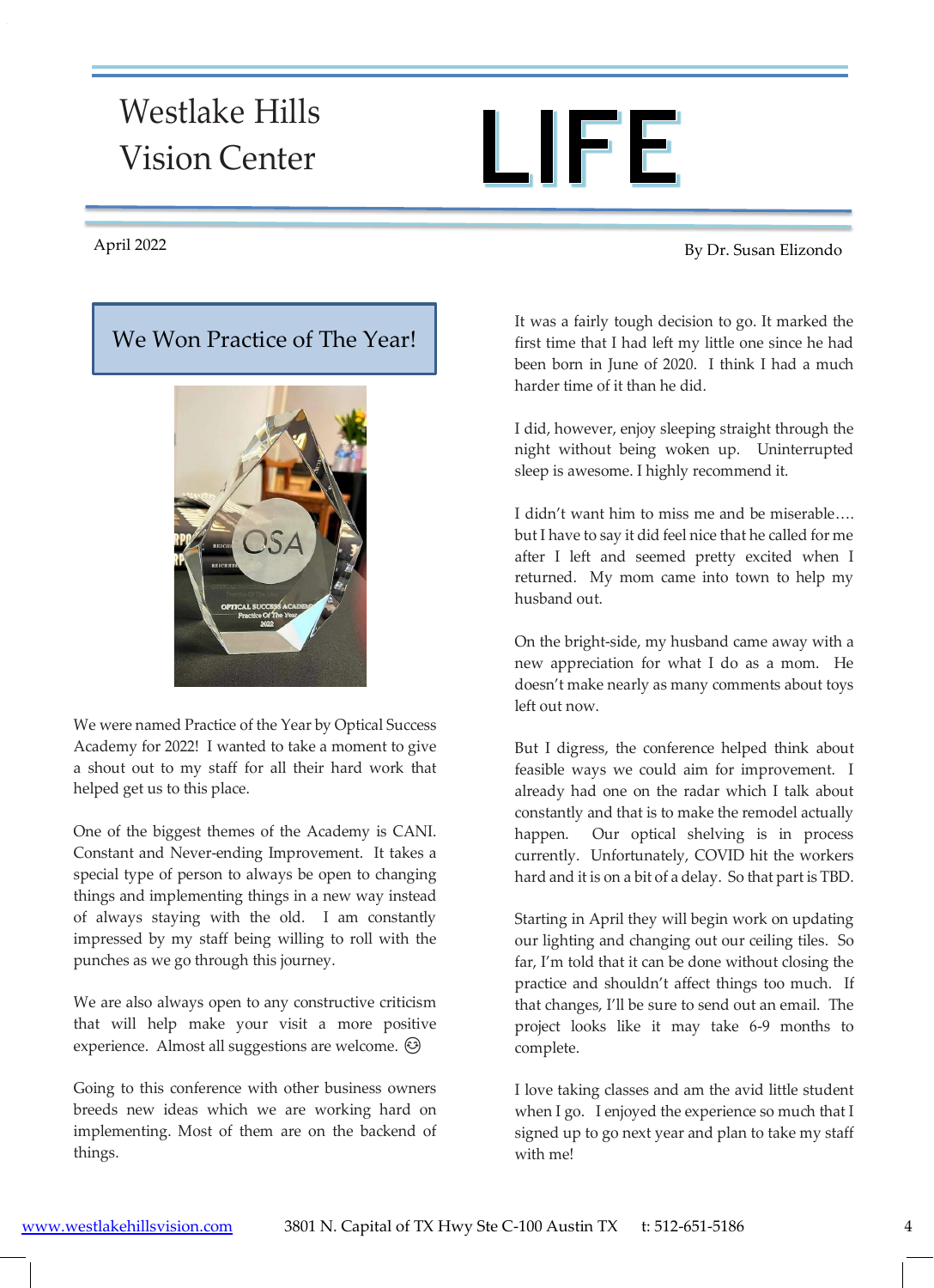# Westlake Hills Vision Center LIFE

April 2022

By Dr. Susan Elizondo

## We Won Practice of The Year!

We were named Practice of the Year by Optical Success Academy for 2022! I wanted to take a moment to give a shout out to my staff for all their hard work that helped get us to this place.

One of the biggest themes of the Academy is CANI. Constant and Never-ending Improvement. It takes a special type of person to always be open to changing things and implementing things in a new way instead of always staying with the old. I am constantly impressed by my staff being willing to roll with the punches as we go through this journey.

We are also always open to any constructive criticism that will help make your visit a more positive experience. Almost all suggestions are welcome. 😊

Going to this conference with other business owners breeds new ideas which we are working hard on implementing. Most of them are on the backend of things.

It was a fairly tough decision to go. It marked the first time that I had left my little one since he had been born in June of 2020. I think I had a much harder time of it than he did.

I did, however, enjoy sleeping straight through the night without being woken up. Uninterrupted sleep is awesome. I highly recommend it.

I didn't want him to miss me and be miserable…. but I have to say it did feel nice that he called for me after I left and seemed pretty excited when I returned. My mom came into town to help my husband out.

On the bright-side, my husband came away with a new appreciation for what I do as a mom. He doesn't make nearly as many comments about toys left out now.

But I digress, the conference helped think about feasible ways we could aim for improvement. I already had one on the radar which I talk about constantly and that is to make the remodel actually happen. Our optical shelving is in process currently. Unfortunately, COVID hit the workers hard and it is on a bit of a delay. So that part is TBD.

Starting in April they will begin work on updating our lighting and changing out our ceiling tiles. So far, I'm told that it can be done without closing the practice and shouldn't affect things too much. If that changes, I'll be sure to send out an email. The project looks like it may take 6-9 months to complete.

I love taking classes and am the avid little student when I go. I enjoyed the experience so much that I signed up to go next year and plan to take my staff with me!

www.westlakehillsvision.com 3801 N. Capital of TX Hwy Ste C-100 Austin TX t: 512-651-5186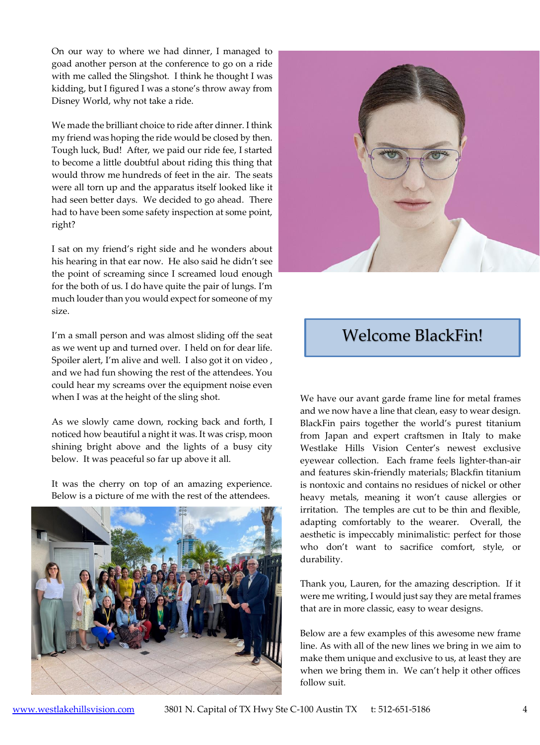On our way to where we had dinner, I managed to goad another person at the conference to go on a ride with me called the Slingshot. I think he thought I was kidding, but I figured I was a stone's throw away from Disney World, why not take a ride.

We made the brilliant choice to ride after dinner. I think my friend was hoping the ride would be closed by then. Tough luck, Bud! After, we paid our ride fee, I started to become a little doubtful about riding this thing that would throw me hundreds of feet in the air. The seats were all torn up and the apparatus itself looked like it had seen better days. We decided to go ahead. There had to have been some safety inspection at some point, right?

I sat on my friend's right side and he wonders about his hearing in that ear now. He also said he didn't see the point of screaming since I screamed loud enough for the both of us. I do have quite the pair of lungs. I'm much louder than you would expect for someone of my size.

I'm a small person and was almost sliding off the seat as we went up and turned over. I held on for dear life. Spoiler alert, I'm alive and well. I also got it on video , and we had fun showing the rest of the attendees. You could hear my screams over the equipment noise even when I was at the height of the sling shot.

As we slowly came down, rocking back and forth, I noticed how beautiful a night it was. It was crisp, moon shining bright above and the lights of a busy city below. It was peaceful so far up above it all.

It was the cherry on top of an amazing experience. Below is a picture of me with the rest of the attendees.

## Welcome BlackFin!

We have our avant garde frame line for metal frames and we now have a line that clean, easy to wear design. BlackFin pairs together the world's purest titanium from Japan and expert craftsmen in Italy to make Westlake Hills Vision Center's newest exclusive eyewear collection. Each frame feels lighter-than-air and features skin-friendly materials; Blackfin titanium is nontoxic and contains no residues of nickel or other heavy metals, meaning it won't cause allergies or irritation. The temples are cut to be thin and flexible, adapting comfortably to the wearer. Overall, the aesthetic is impeccably minimalistic: perfect for those who don't want to sacrifice comfort, style, or durability.

Thank you, Lauren, for the amazing description. If it were me writing, I would just say they are metal frames that are in more classic, easy to wear designs.

Below are a few examples of this awesome new frame line. As with all of the new lines we bring in we aim to make them unique and exclusive to us, at least they are when we bring them in. We can't help it other offices follow suit.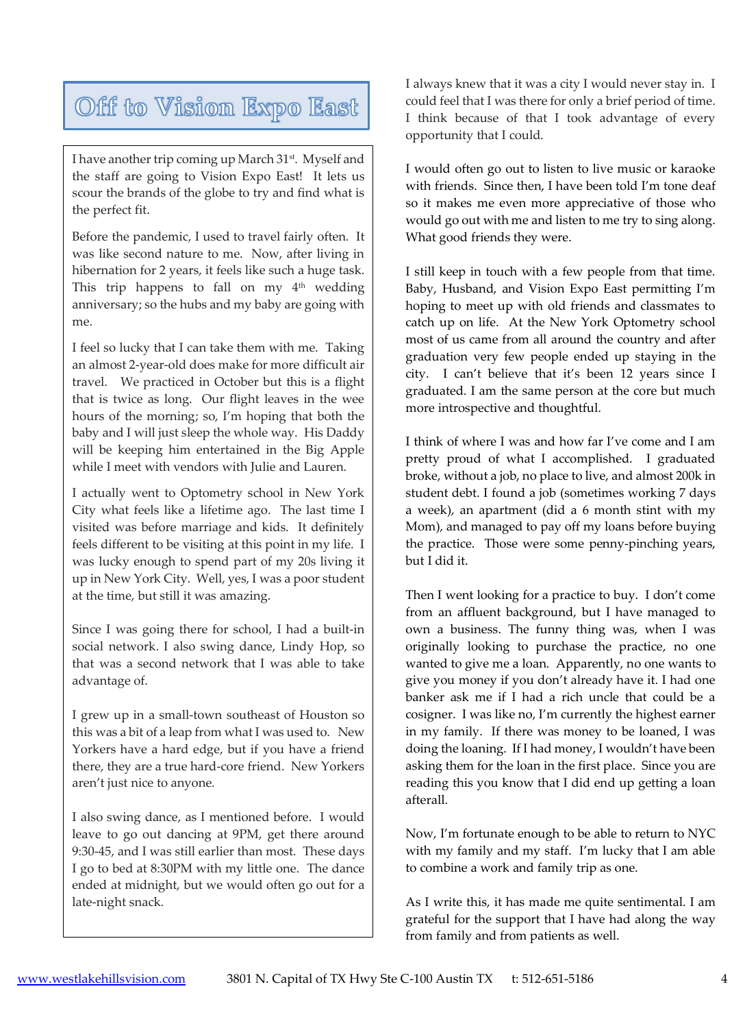# Off to Vision Expo East

I have another trip coming up March 31st. Myself and the staff are going to Vision Expo East! It lets us scour the brands of the globe to try and find what is the perfect fit.

Before the pandemic, I used to travel fairly often. It was like second nature to me. Now, after living in hibernation for 2 years, it feels like such a huge task. This trip happens to fall on my 4th wedding anniversary; so the hubs and my baby are going with me.

I feel so lucky that I can take them with me. Taking an almost 2-year-old does make for more difficult air travel. We practiced in October but this is a flight that is twice as long. Our flight leaves in the wee hours of the morning; so, I'm hoping that both the baby and I will just sleep the whole way. His Daddy will be keeping him entertained in the Big Apple while I meet with vendors with Julie and Lauren.

I actually went to Optometry school in New York City what feels like a lifetime ago. The last time I visited was before marriage and kids. It definitely feels different to be visiting at this point in my life. I was lucky enough to spend part of my 20s living it up in New York City. Well, yes, I was a poor student at the time, but still it was amazing.

Since I was going there for school, I had a built-in social network. I also swing dance, Lindy Hop, so that was a second network that I was able to take advantage of.

I grew up in a small-town southeast of Houston so this was a bit of a leap from what I was used to. New Yorkers have a hard edge, but if you have a friend there, they are a true hard-core friend. New Yorkers aren't just nice to anyone.

I also swing dance, as I mentioned before. I would leave to go out dancing at 9PM, get there around 9:30-45, and I was still earlier than most. These days I go to bed at 8:30PM with my little one. The dance ended at midnight, but we would often go out for a late-night snack.

I always knew that it was a city I would never stay in. I could feel that I was there for only a brief period of time. I think because of that I took advantage of every opportunity that I could.

I would often go out to listen to live music or karaoke with friends. Since then, I have been told I'm tone deaf so it makes me even more appreciative of those who would go out with me and listen to me try to sing along. What good friends they were.

I still keep in touch with a few people from that time. Baby, Husband, and Vision Expo East permitting I'm hoping to meet up with old friends and classmates to catch up on life. At the New York Optometry school most of us came from all around the country and after graduation very few people ended up staying in the city. I can't believe that it's been 12 years since I graduated. I am the same person at the core but much more introspective and thoughtful.

I think of where I was and how far I've come and I am pretty proud of what I accomplished. I graduated broke, without a job, no place to live, and almost 200k in student debt. I found a job (sometimes working 7 days a week), an apartment (did a 6 month stint with my Mom), and managed to pay off my loans before buying the practice. Those were some penny-pinching years, but I did it.

Then I went looking for a practice to buy. I don't come from an affluent background, but I have managed to own a business. The funny thing was, when I was originally looking to purchase the practice, no one wanted to give me a loan. Apparently, no one wants to give you money if you don't already have it. I had one banker ask me if I had a rich uncle that could be a cosigner. I was like no, I'm currently the highest earner in my family. If there was money to be loaned, I was doing the loaning. If I had money, I wouldn't have been asking them for the loan in the first place. Since you are reading this you know that I did end up getting a loan afterall.

Now, I'm fortunate enough to be able to return to NYC with my family and my staff. I'm lucky that I am able to combine a work and family trip as one.

As I write this, it has made me quite sentimental. I am grateful for the support that I have had along the way from family and from patients as well.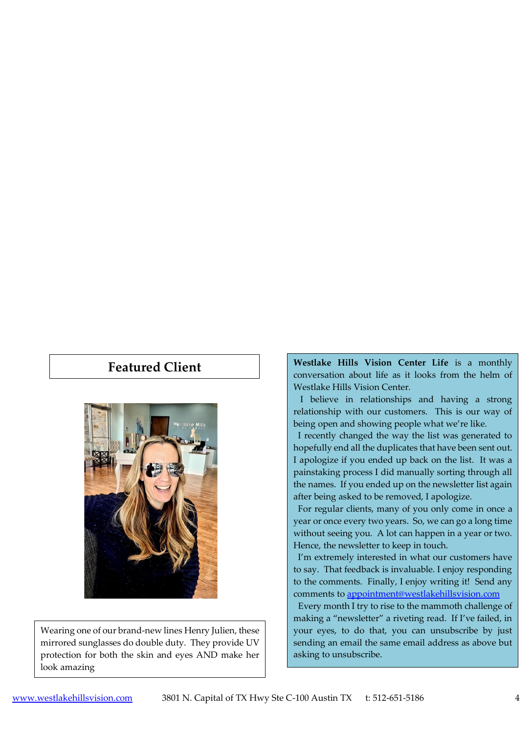## Featured Client

Wearing one of our brand-new lines Henry Julien, these mirrored sunglasses do double duty. They provide UV protection for both the skin and eyes AND make her look amazing

**Westlake Hills Vision Center Life** is a monthly conversation about life as it looks from the helm of Westlake Hills Vision Center.

I believe in relationships and having a strong relationship with our customers. This is our way of being open and showing people what we're like.

I recently changed the way the list was generated to hopefully end all the duplicates that have been sent out. I apologize if you ended up back on the list. It was a painstaking process I did manually sorting through all the names. If you ended up on the newsletter list again after being asked to be removed, I apologize.

For regular clients, many of you only come in once a year or once every two years. So, we can go a long time without seeing you. A lot can happen in a year or two. Hence, the newsletter to keep in touch.

I'm extremely interested in what our customers have to say. That feedback is invaluable. I enjoy responding to the comments. Finally, I enjoy writing it! Send any comments to appointment@westlakehillsvision.com

Every month I try to rise to the mammoth challenge of making a "newsletter" a riveting read. If I've failed, in your eyes, to do that, you can unsubscribe by just sending an email the same email address as above but asking to unsubscribe.